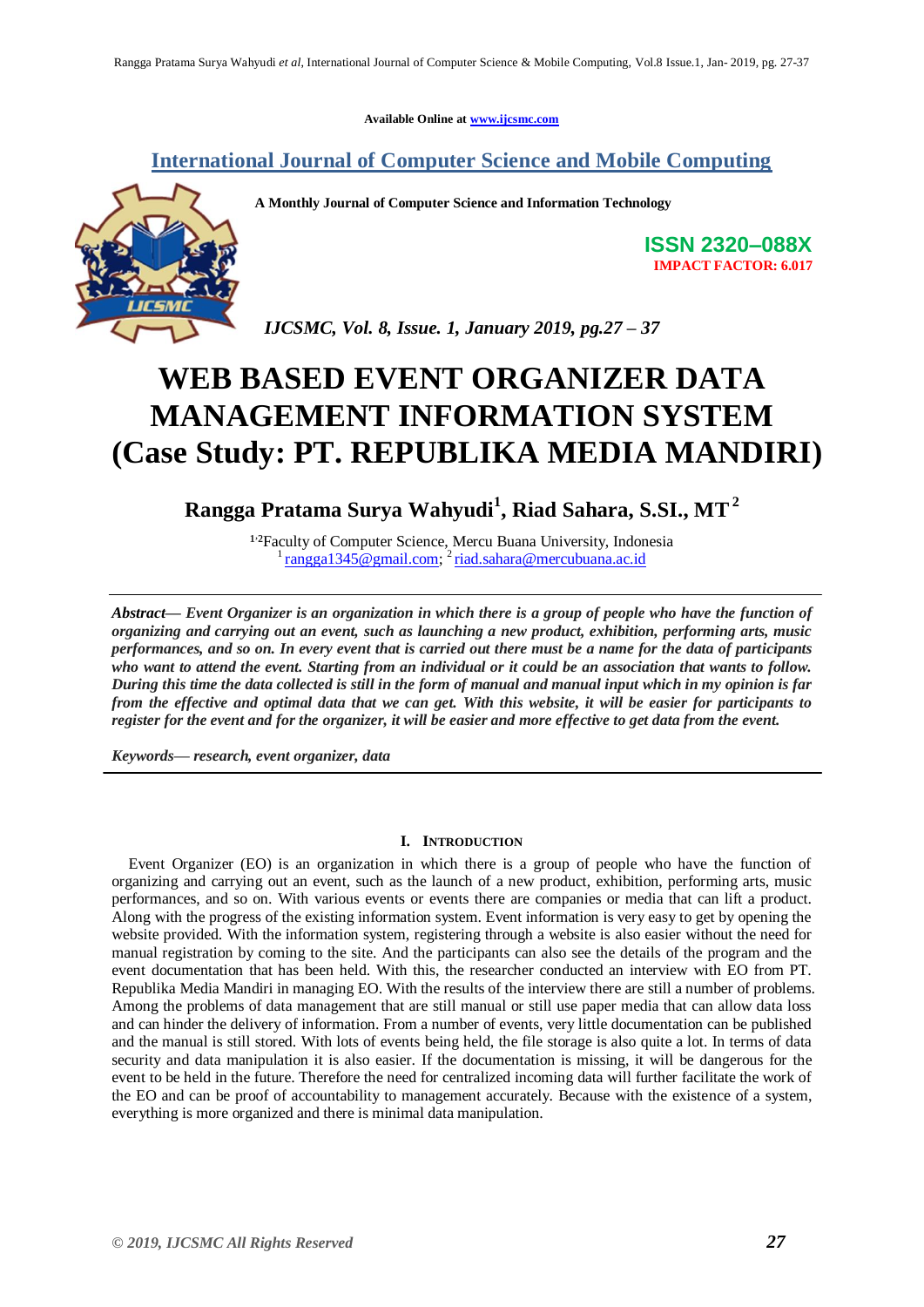Available Online at www.ijcsmc.com

## International Journal of Computer Science and Mobile Computing

**A Monthly Journal of Computer Science and Information Technology**

**ISSN 2320–088X**
**IMPACT FACTOR: 6.017**

*IJCSMC, Vol. 8, Issue. 1, January 2019, pg.27 – 37*

# WEB BASED EVENT ORGANIZER DATA MANAGEMENT INFORMATION SYSTEM (Case Study: PT. REPUBLIKA MEDIA MANDIRI)

**Rangga Pratama Surya Wahyudi[1], Riad Sahara, S.SI., MT[2]**

[1,2]Faculty of Computer Science, Mercu Buana University, Indonesia
[1] rangga1345@gmail.com; [2] riad.sahara@mercubuana.ac.id

***Abstract***— ***Event Organizer is an organization in which there is a group of people who have the function of organizing and carrying out an event, such as launching a new product, exhibition, performing arts, music performances, and so on. In every event that is carried out there must be a name for the data of participants who want to attend the event. Starting from an individual or it could be an association that wants to follow. During this time the data collected is still in the form of manual and manual input which in my opinion is far from the effective and optimal data that we can get. With this website, it will be easier for participants to register for the event and for the organizer, it will be easier and more effective to get data from the event.***

***Keywords***— ***research, event organizer, data***

## I. Introduction

Event Organizer (EO) is an organization in which there is a group of people who have the function of organizing and carrying out an event, such as the launch of a new product, exhibition, performing arts, music performances, and so on. With various events or events there are companies or media that can lift a product. Along with the progress of the existing information system. Event information is very easy to get by opening the website provided. With the information system, registering through a website is also easier without the need for manual registration by coming to the site. And the participants can also see the details of the program and the event documentation that has been held. With this, the researcher conducted an interview with EO from PT. Republika Media Mandiri in managing EO. With the results of the interview there are still a number of problems. Among the problems of data management that are still manual or still use paper media that can allow data loss and can hinder the delivery of information. From a number of events, very little documentation can be published and the manual is still stored. With lots of events being held, the file storage is also quite a lot. In terms of data security and data manipulation it is also easier. If the documentation is missing, it will be dangerous for the event to be held in the future. Therefore the need for centralized incoming data will further facilitate the work of the EO and can be proof of accountability to management accurately. Because with the existence of a system, everything is more organized and there is minimal data manipulation.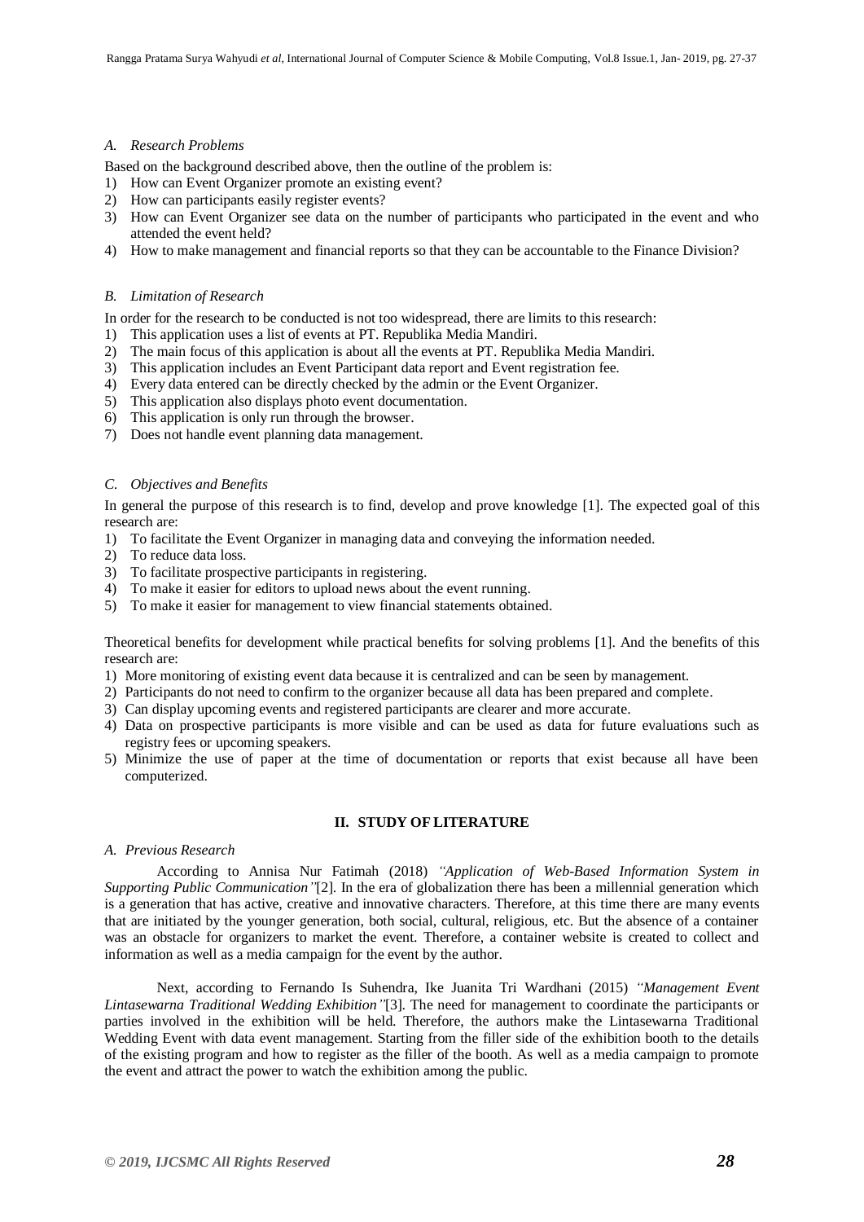### *A. Research Problems*

Based on the background described above, then the outline of the problem is:

1) How can Event Organizer promote an existing event?
2) How can participants easily register events?
3) How can Event Organizer see data on the number of participants who participated in the event and who attended the event held?
4) How to make management and financial reports so that they can be accountable to the Finance Division?

### *B. Limitation of Research*

In order for the research to be conducted is not too widespread, there are limits to this research:

1) This application uses a list of events at PT. Republika Media Mandiri.
2) The main focus of this application is about all the events at PT. Republika Media Mandiri.
3) This application includes an Event Participant data report and Event registration fee.
4) Every data entered can be directly checked by the admin or the Event Organizer.
5) This application also displays photo event documentation.
6) This application is only run through the browser.
7) Does not handle event planning data management.

### *C. Objectives and Benefits*

In general the purpose of this research is to find, develop and prove knowledge [1]. The expected goal of this research are:

1) To facilitate the Event Organizer in managing data and conveying the information needed.
2) To reduce data loss.
3) To facilitate prospective participants in registering.
4) To make it easier for editors to upload news about the event running.
5) To make it easier for management to view financial statements obtained.

Theoretical benefits for development while practical benefits for solving problems [1]. And the benefits of this research are:

1) More monitoring of existing event data because it is centralized and can be seen by management.
2) Participants do not need to confirm to the organizer because all data has been prepared and complete.
3) Can display upcoming events and registered participants are clearer and more accurate.
4) Data on prospective participants is more visible and can be used as data for future evaluations such as registry fees or upcoming speakers.
5) Minimize the use of paper at the time of documentation or reports that exist because all have been computerized.

## II. STUDY OF LITERATURE

### *A. Previous Research*

According to Annisa Nur Fatimah (2018) *"Application of Web-Based Information System in Supporting Public Communication"*[2]. In the era of globalization there has been a millennial generation which is a generation that has active, creative and innovative characters. Therefore, at this time there are many events that are initiated by the younger generation, both social, cultural, religious, etc. But the absence of a container was an obstacle for organizers to market the event. Therefore, a container website is created to collect and information as well as a media campaign for the event by the author.

Next, according to Fernando Is Suhendra, Ike Juanita Tri Wardhani (2015) *"Management Event Lintasewarna Traditional Wedding Exhibition"*[3]. The need for management to coordinate the participants or parties involved in the exhibition will be held. Therefore, the authors make the Lintasewarna Traditional Wedding Event with data event management. Starting from the filler side of the exhibition booth to the details of the existing program and how to register as the filler of the booth. As well as a media campaign to promote the event and attract the power to watch the exhibition among the public.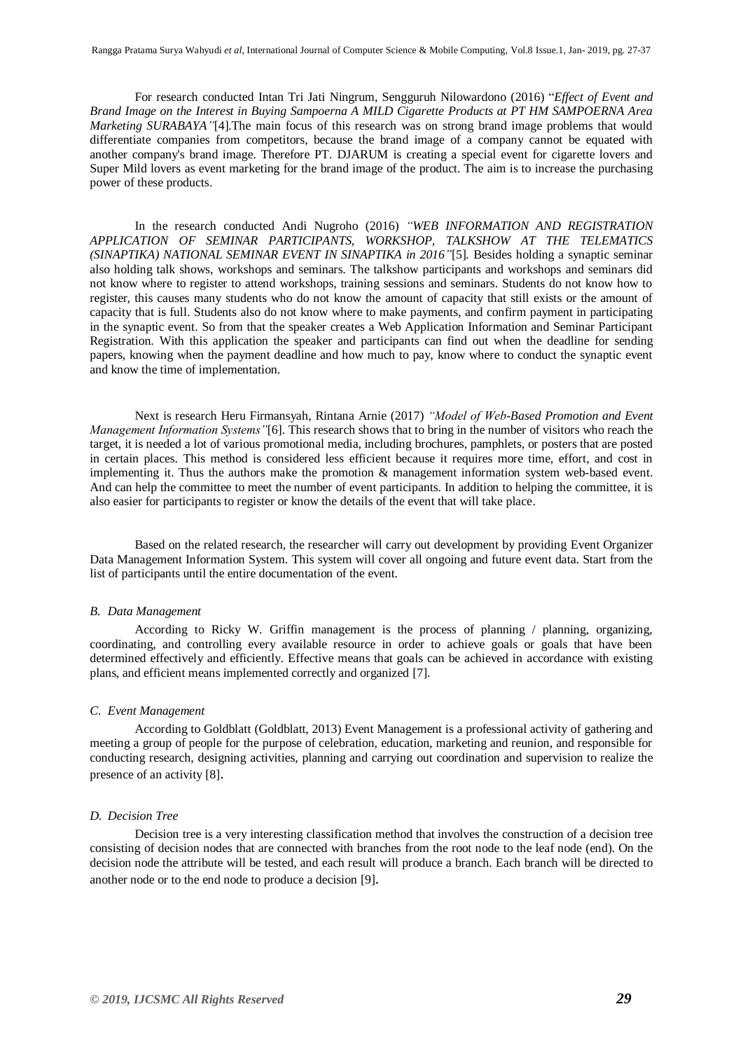For research conducted Intan Tri Jati Ningrum, Sengguruh Nilowardono (2016) "*Effect of Event and Brand Image on the Interest in Buying Sampoerna A MILD Cigarette Products at PT HM SAMPOERNA Area Marketing SURABAYA"*[4].The main focus of this research was on strong brand image problems that would differentiate companies from competitors, because the brand image of a company cannot be equated with another company's brand image. Therefore PT. DJARUM is creating a special event for cigarette lovers and Super Mild lovers as event marketing for the brand image of the product. The aim is to increase the purchasing power of these products.

In the research conducted Andi Nugroho (2016) *"WEB INFORMATION AND REGISTRATION APPLICATION OF SEMINAR PARTICIPANTS, WORKSHOP, TALKSHOW AT THE TELEMATICS (SINAPTIKA) NATIONAL SEMINAR EVENT IN SINAPTIKA in 2016"*[5]. Besides holding a synaptic seminar also holding talk shows, workshops and seminars. The talkshow participants and workshops and seminars did not know where to register to attend workshops, training sessions and seminars. Students do not know how to register, this causes many students who do not know the amount of capacity that still exists or the amount of capacity that is full. Students also do not know where to make payments, and confirm payment in participating in the synaptic event. So from that the speaker creates a Web Application Information and Seminar Participant Registration. With this application the speaker and participants can find out when the deadline for sending papers, knowing when the payment deadline and how much to pay, know where to conduct the synaptic event and know the time of implementation.

Next is research Heru Firmansyah, Rintana Arnie (2017) *"Model of Web-Based Promotion and Event Management Information Systems"*[6]. This research shows that to bring in the number of visitors who reach the target, it is needed a lot of various promotional media, including brochures, pamphlets, or posters that are posted in certain places. This method is considered less efficient because it requires more time, effort, and cost in implementing it. Thus the authors make the promotion & management information system web-based event. And can help the committee to meet the number of event participants. In addition to helping the committee, it is also easier for participants to register or know the details of the event that will take place.

Based on the related research, the researcher will carry out development by providing Event Organizer Data Management Information System. This system will cover all ongoing and future event data. Start from the list of participants until the entire documentation of the event.

### *B. Data Management*

According to Ricky W. Griffin management is the process of planning / planning, organizing, coordinating, and controlling every available resource in order to achieve goals or goals that have been determined effectively and efficiently. Effective means that goals can be achieved in accordance with existing plans, and efficient means implemented correctly and organized [7].

### *C. Event Management*

According to Goldblatt (Goldblatt, 2013) Event Management is a professional activity of gathering and meeting a group of people for the purpose of celebration, education, marketing and reunion, and responsible for conducting research, designing activities, planning and carrying out coordination and supervision to realize the presence of an activity [8].

### *D. Decision Tree*

Decision tree is a very interesting classification method that involves the construction of a decision tree consisting of decision nodes that are connected with branches from the root node to the leaf node (end). On the decision node the attribute will be tested, and each result will produce a branch. Each branch will be directed to another node or to the end node to produce a decision [9].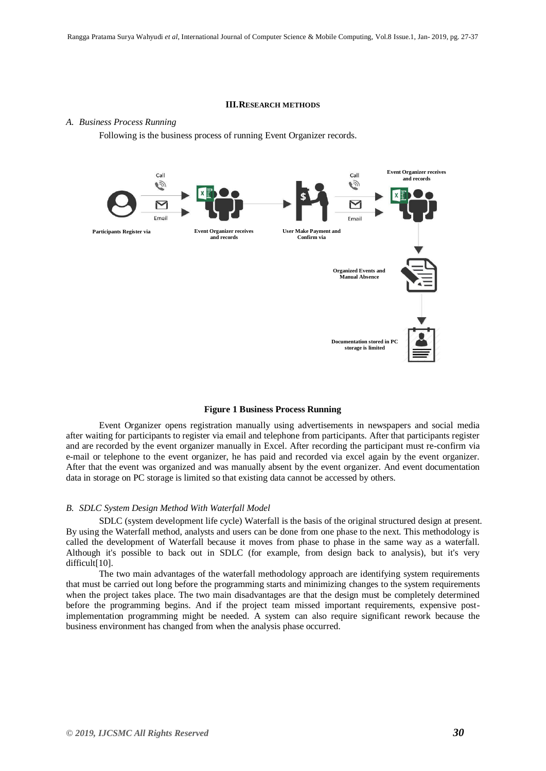## III. RESEARCH METHODS

### *A. Business Process Running*

Following is the business process of running Event Organizer records.

**Figure 1 Business Process Running**

Event Organizer opens registration manually using advertisements in newspapers and social media after waiting for participants to register via email and telephone from participants. After that participants register and are recorded by the event organizer manually in Excel. After recording the participant must re-confirm via e-mail or telephone to the event organizer, he has paid and recorded via excel again by the event organizer. After that the event was organized and was manually absent by the event organizer. And event documentation data in storage on PC storage is limited so that existing data cannot be accessed by others.

### *B. SDLC System Design Method With Waterfall Model*

SDLC (system development life cycle) Waterfall is the basis of the original structured design at present. By using the Waterfall method, analysts and users can be done from one phase to the next. This methodology is called the development of Waterfall because it moves from phase to phase in the same way as a waterfall. Although it's possible to back out in SDLC (for example, from design back to analysis), but it's very difficult[10].

The two main advantages of the waterfall methodology approach are identifying system requirements that must be carried out long before the programming starts and minimizing changes to the system requirements when the project takes place. The two main disadvantages are that the design must be completely determined before the programming begins. And if the project team missed important requirements, expensive post-implementation programming might be needed. A system can also require significant rework because the business environment has changed from when the analysis phase occurred.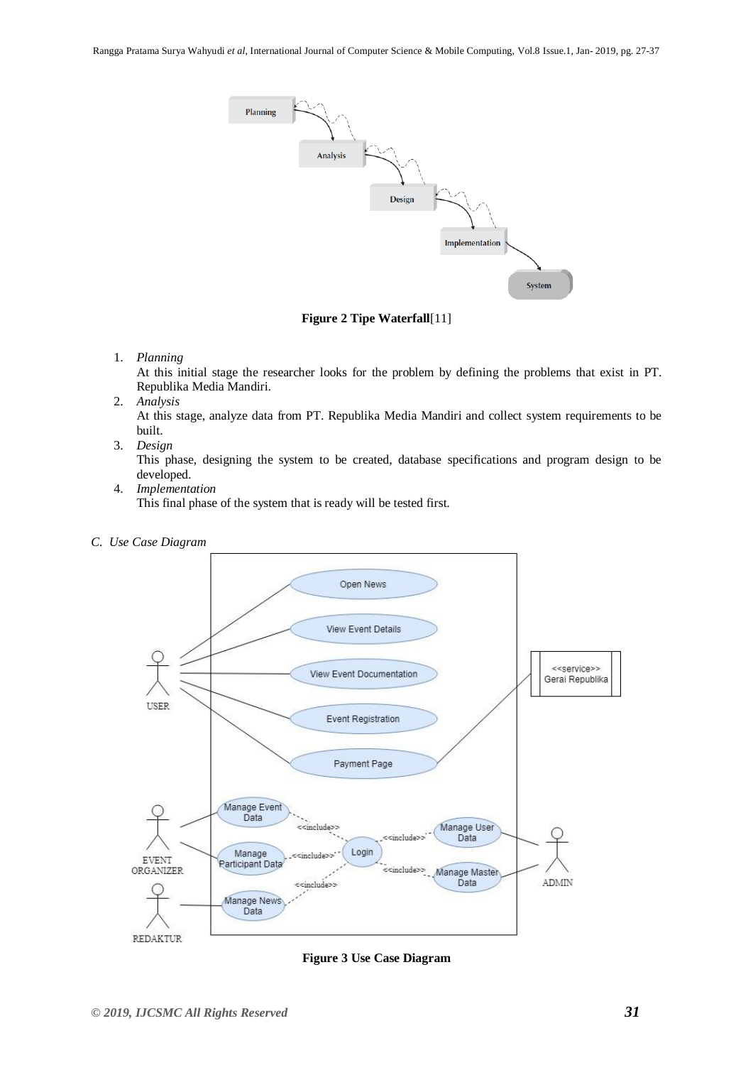**Figure 2 Tipe Waterfall**[11]

1. *Planning*
   At this initial stage the researcher looks for the problem by defining the problems that exist in PT. Republika Media Mandiri.
2. *Analysis*
   At this stage, analyze data from PT. Republika Media Mandiri and collect system requirements to be built.
3. *Design*
   This phase, designing the system to be created, database specifications and program design to be developed.
4. *Implementation*
   This final phase of the system that is ready will be tested first.

*C. Use Case Diagram*

**Figure 3 Use Case Diagram**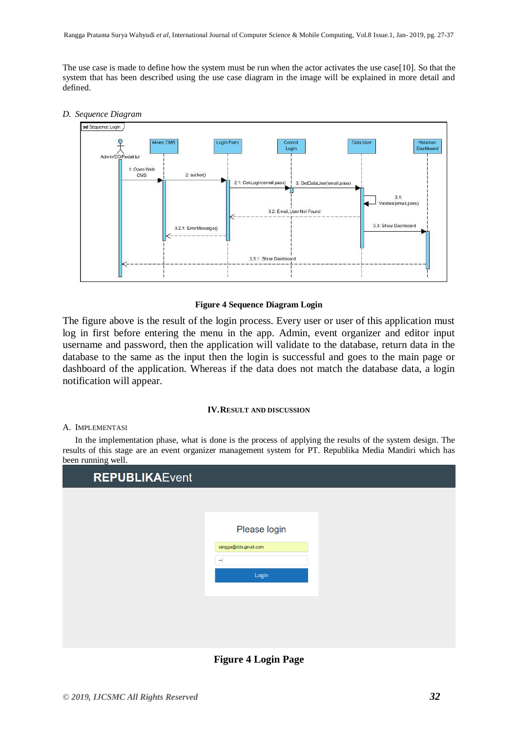The use case is made to define how the system must be run when the actor activates the use case[10]. So that the system that has been described using the use case diagram in the image will be explained in more detail and defined.

*D. Sequence Diagram*

**Figure 4 Sequence Diagram Login**

The figure above is the result of the login process. Every user or user of this application must log in first before entering the menu in the app. Admin, event organizer and editor input username and password, then the application will validate to the database, return data in the database to the same as the input then the login is successful and goes to the main page or dashboard of the application. Whereas if the data does not match the database data, a login notification will appear.

## IV. RESULT AND DISCUSSION

### A. IMPLEMENTASI

In the implementation phase, what is done is the process of applying the results of the system design. The results of this stage are an event organizer management system for PT. Republika Media Mandiri which has been running well.

**Figure 4 Login Page**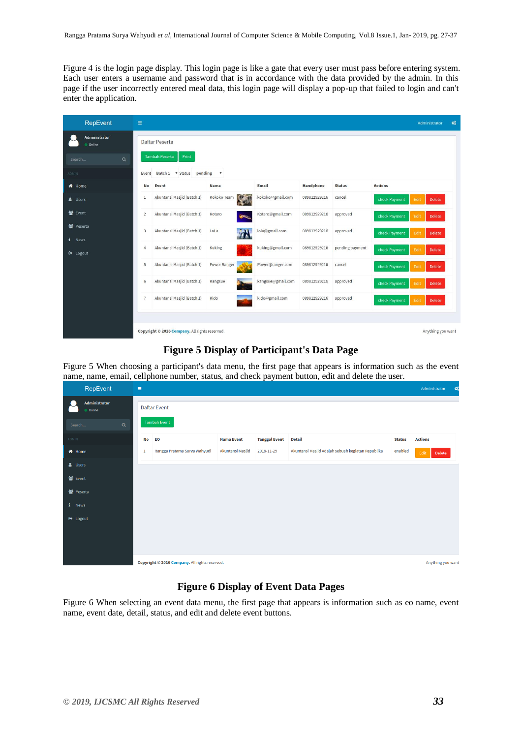Figure 4 is the login page display. This login page is like a gate that every user must pass before entering system. Each user enters a username and password that is in accordance with the data provided by the admin. In this page if the user incorrectly entered meal data, this login page will display a pop-up that failed to login and can't enter the application.

**Figure 5 Display of Participant's Data Page**

Figure 5 When choosing a participant's data menu, the first page that appears is information such as the event name, name, email, cellphone number, status, and check payment button, edit and delete the user.

**Figure 6 Display of Event Data Pages**

Figure 6 When selecting an event data menu, the first page that appears is information such as eo name, event name, event date, detail, status, and edit and delete event buttons.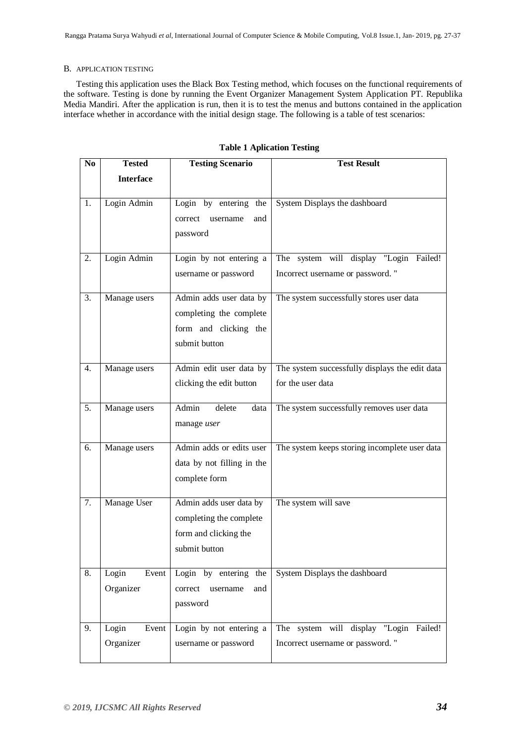## B. APPLICATION TESTING

Testing this application uses the Black Box Testing method, which focuses on the functional requirements of the software. Testing is done by running the Event Organizer Management System Application PT. Republika Media Mandiri. After the application is run, then it is to test the menus and buttons contained in the application interface whether in accordance with the initial design stage. The following is a table of test scenarios:

**Table 1 Aplication Testing**

| No | Tested Interface | Testing Scenario | Test Result |
|---|---|---|---|
| 1. | Login Admin | Login by entering the correct username and password | System Displays the dashboard |
| 2. | Login Admin | Login by not entering a username or password | The system will display "Login Failed! Incorrect username or password. " |
| 3. | Manage users | Admin adds user data by completing the complete form and clicking the submit button | The system successfully stores user data |
| 4. | Manage users | Admin edit user data by clicking the edit button | The system successfully displays the edit data for the user data |
| 5. | Manage users | Admin delete data manage *user* | The system successfully removes user data |
| 6. | Manage users | Admin adds or edits user data by not filling in the complete form | The system keeps storing incomplete user data |
| 7. | Manage User | Admin adds user data by completing the complete form and clicking the submit button | The system will save |
| 8. | Login Event Organizer | Login by entering the correct username and password | System Displays the dashboard |
| 9. | Login Event Organizer | Login by not entering a username or password | The system will display "Login Failed! Incorrect username or password. " |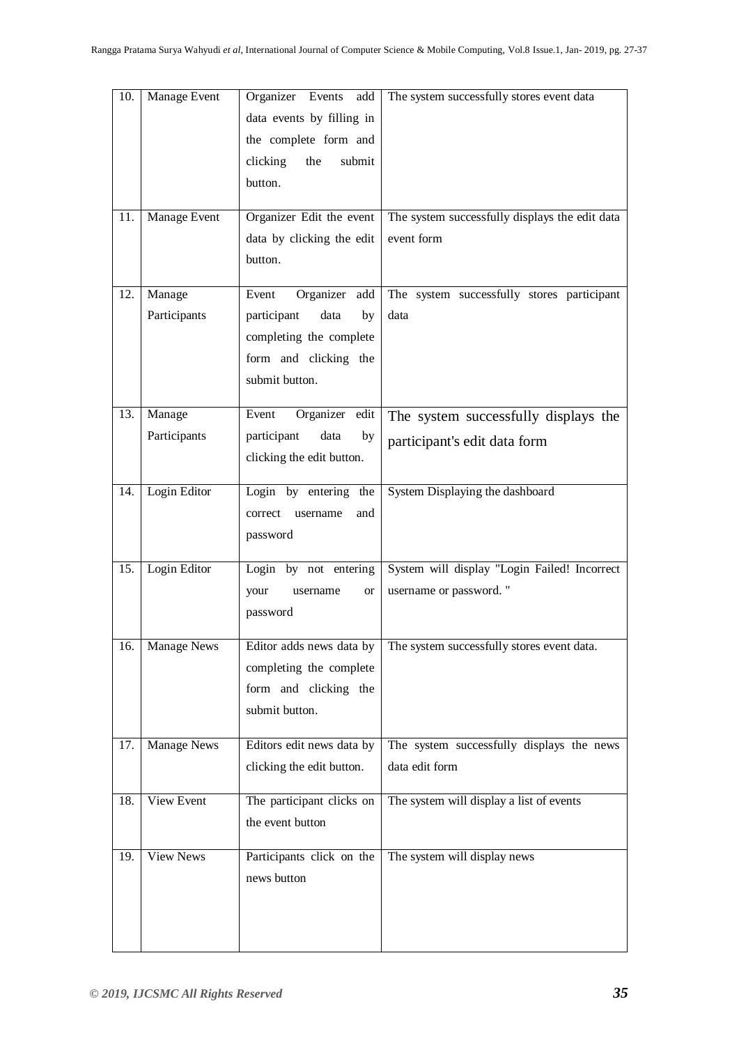| 10. | Manage Event | Organizer Events add data events by filling in the complete form and clicking the submit button. | The system successfully stores event data |
|---|---|---|---|
| 11. | Manage Event | Organizer Edit the event data by clicking the edit button. | The system successfully displays the edit data event form |
| 12. | Manage Participants | Event Organizer add participant data by completing the complete form and clicking the submit button. | The system successfully stores participant data |
| 13. | Manage Participants | Event Organizer edit participant data by clicking the edit button. | The system successfully displays the participant's edit data form |
| 14. | Login Editor | Login by entering the correct username and password | System Displaying the dashboard |
| 15. | Login Editor | Login by not entering your username or password | System will display "Login Failed! Incorrect username or password. " |
| 16. | Manage News | Editor adds news data by completing the complete form and clicking the submit button. | The system successfully stores event data. |
| 17. | Manage News | Editors edit news data by clicking the edit button. | The system successfully displays the news data edit form |
| 18. | View Event | The participant clicks on the event button | The system will display a list of events |
| 19. | View News | Participants click on the news button | The system will display news |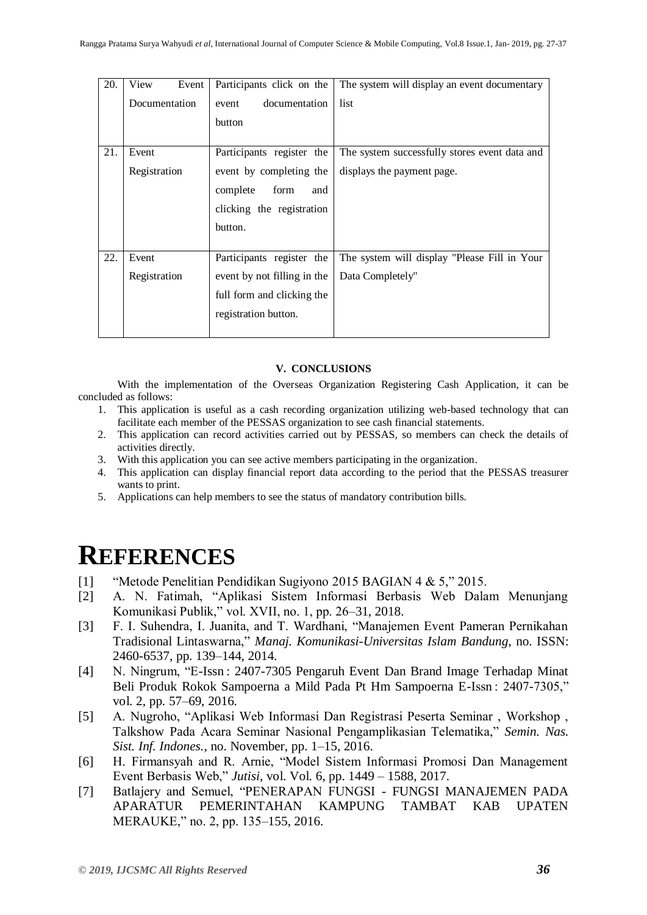| 20. | View Event Documentation | Participants click on the event documentation button | The system will display an event documentary list |
|---|---|---|---|
| 21. | Event Registration | Participants register the event by completing the complete form and clicking the registration button. | The system successfully stores event data and displays the payment page. |
| 22. | Event Registration | Participants register the event by not filling in the full form and clicking the registration button. | The system will display "Please Fill in Your Data Completely" |

## V. CONCLUSIONS

With the implementation of the Overseas Organization Registering Cash Application, it can be concluded as follows:

1. This application is useful as a cash recording organization utilizing web-based technology that can facilitate each member of the PESSAS organization to see cash financial statements.
2. This application can record activities carried out by PESSAS, so members can check the details of activities directly.
3. With this application you can see active members participating in the organization.
4. This application can display financial report data according to the period that the PESSAS treasurer wants to print.
5. Applications can help members to see the status of mandatory contribution bills.

# REFERENCES

[1] "Metode Penelitian Pendidikan Sugiyono 2015 BAGIAN 4 & 5," 2015.

[2] A. N. Fatimah, "Aplikasi Sistem Informasi Berbasis Web Dalam Menunjang Komunikasi Publik," vol. XVII, no. 1, pp. 26–31, 2018.

[3] F. I. Suhendra, I. Juanita, and T. Wardhani, "Manajemen Event Pameran Pernikahan Tradisional Lintaswarna," *Manaj. Komunikasi-Universitas Islam Bandung*, no. ISSN: 2460-6537, pp. 139–144, 2014.

[4] N. Ningrum, "E-Issn : 2407-7305 Pengaruh Event Dan Brand Image Terhadap Minat Beli Produk Rokok Sampoerna a Mild Pada Pt Hm Sampoerna E-Issn : 2407-7305," vol. 2, pp. 57–69, 2016.

[5] A. Nugroho, "Aplikasi Web Informasi Dan Registrasi Peserta Seminar , Workshop , Talkshow Pada Acara Seminar Nasional Pengamplikasian Telematika," *Semin. Nas. Sist. Inf. Indones.*, no. November, pp. 1–15, 2016.

[6] H. Firmansyah and R. Arnie, "Model Sistem Informasi Promosi Dan Management Event Berbasis Web," *Jutisi*, vol. Vol. 6, pp. 1449 – 1588, 2017.

[7] Batlajery and Semuel, "PENERAPAN FUNGSI - FUNGSI MANAJEMEN PADA APARATUR PEMERINTAHAN KAMPUNG TAMBAT KAB UPATEN MERAUKE," no. 2, pp. 135–155, 2016.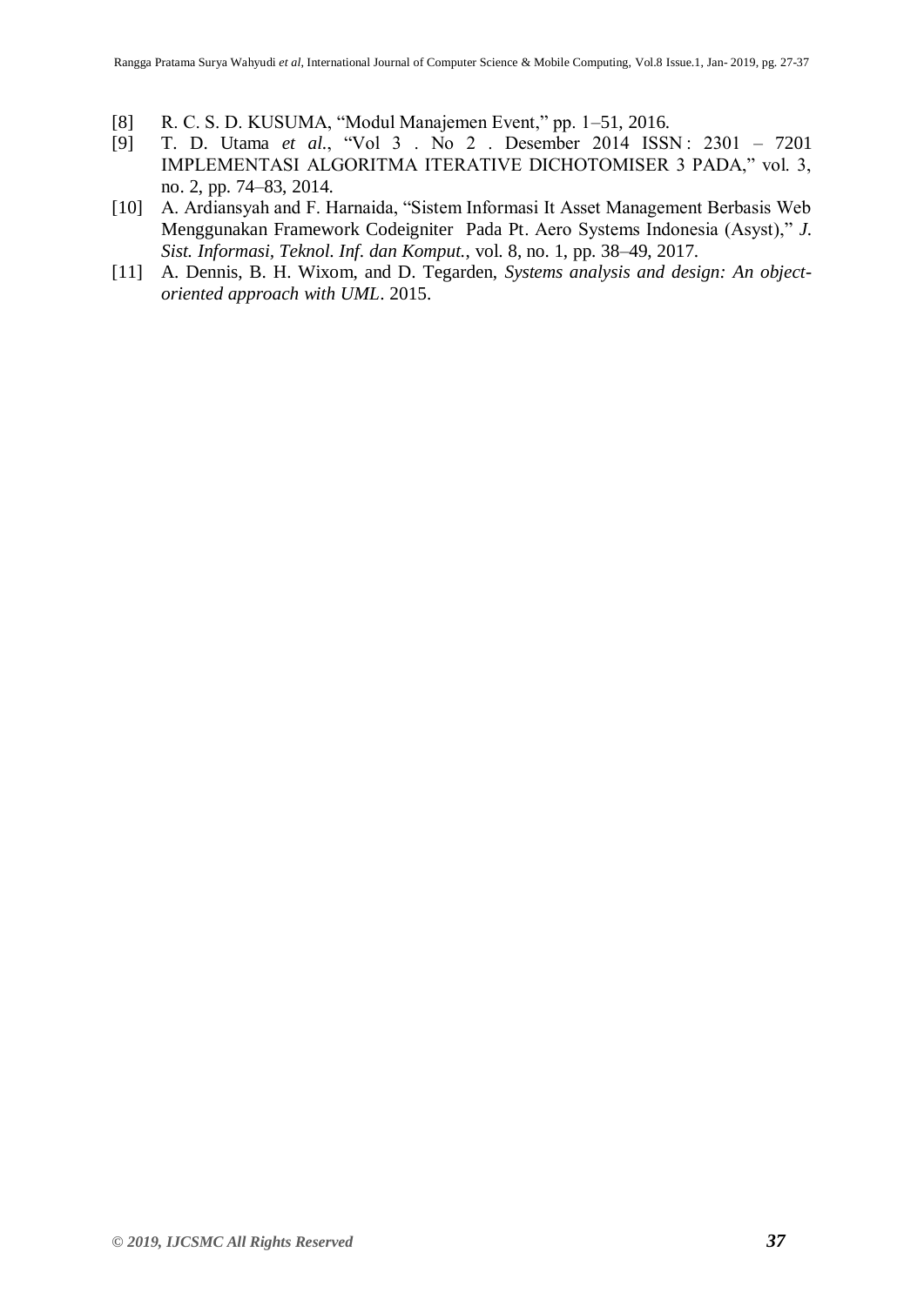[8] R. C. S. D. KUSUMA, "Modul Manajemen Event," pp. 1–51, 2016.

[9] T. D. Utama *et al.*, "Vol 3 . No 2 . Desember 2014 ISSN : 2301 – 7201 IMPLEMENTASI ALGORITMA ITERATIVE DICHOTOMISER 3 PADA," vol. 3, no. 2, pp. 74–83, 2014.

[10] A. Ardiansyah and F. Harnaida, "Sistem Informasi It Asset Management Berbasis Web Menggunakan Framework Codeigniter Pada Pt. Aero Systems Indonesia (Asyst)," *J. Sist. Informasi, Teknol. Inf. dan Komput.*, vol. 8, no. 1, pp. 38–49, 2017.

[11] A. Dennis, B. H. Wixom, and D. Tegarden, *Systems analysis and design: An object-oriented approach with UML*. 2015.